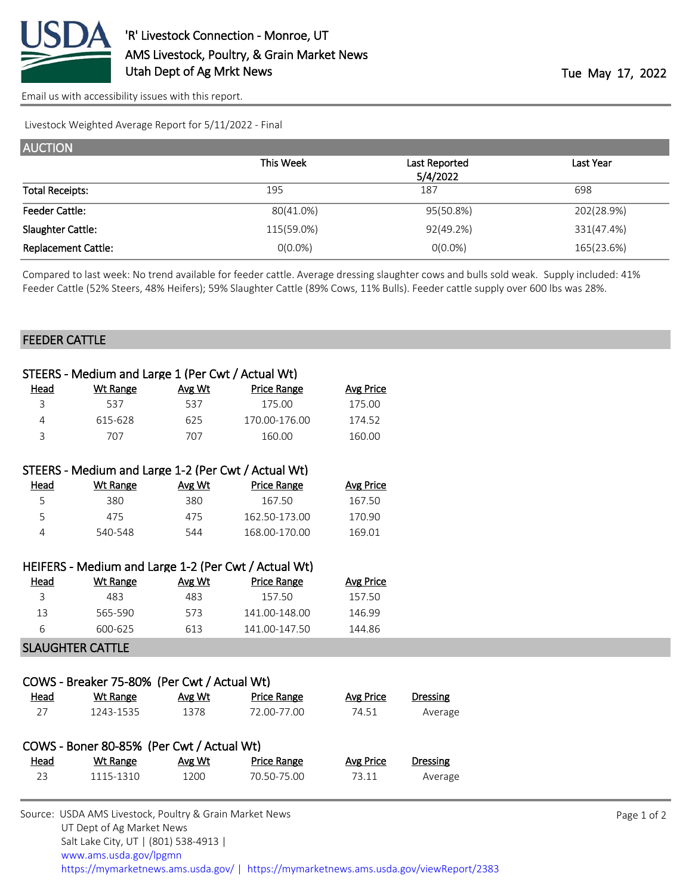'R' Livestock Connection - Monroe, UT
AMS Livestock, Poultry, & Grain Market News
Utah Dept of Ag Mrkt News

Tue May 17, 2022

Email us with accessibility issues with this report.

Livestock Weighted Average Report for 5/11/2022 - Final

## AUCTION

| | This Week | Last Reported 5/4/2022 | Last Year |
|---|---|---|---|
| Total Receipts: | 195 | 187 | 698 |
| Feeder Cattle: | 80(41.0%) | 95(50.8%) | 202(28.9%) |
| Slaughter Cattle: | 115(59.0%) | 92(49.2%) | 331(47.4%) |
| Replacement Cattle: | 0(0.0%) | 0(0.0%) | 165(23.6%) |

Compared to last week: No trend available for feeder cattle. Average dressing slaughter cows and bulls sold weak. Supply included: 41% Feeder Cattle (52% Steers, 48% Heifers); 59% Slaughter Cattle (89% Cows, 11% Bulls). Feeder cattle supply over 600 lbs was 28%.

## FEEDER CATTLE

### STEERS - Medium and Large 1 (Per Cwt / Actual Wt)

| Head | Wt Range | Avg Wt | Price Range | Avg Price |
|---|---|---|---|---|
| 3 | 537 | 537 | 175.00 | 175.00 |
| 4 | 615-628 | 625 | 170.00-176.00 | 174.52 |
| 3 | 707 | 707 | 160.00 | 160.00 |

### STEERS - Medium and Large 1-2 (Per Cwt / Actual Wt)

| Head | Wt Range | Avg Wt | Price Range | Avg Price |
|---|---|---|---|---|
| 5 | 380 | 380 | 167.50 | 167.50 |
| 5 | 475 | 475 | 162.50-173.00 | 170.90 |
| 4 | 540-548 | 544 | 168.00-170.00 | 169.01 |

### HEIFERS - Medium and Large 1-2 (Per Cwt / Actual Wt)

| Head | Wt Range | Avg Wt | Price Range | Avg Price |
|---|---|---|---|---|
| 3 | 483 | 483 | 157.50 | 157.50 |
| 13 | 565-590 | 573 | 141.00-148.00 | 146.99 |
| 6 | 600-625 | 613 | 141.00-147.50 | 144.86 |

## SLAUGHTER CATTLE

### COWS - Breaker 75-80% (Per Cwt / Actual Wt)

| Head | Wt Range | Avg Wt | Price Range | Avg Price | Dressing |
|---|---|---|---|---|---|
| 27 | 1243-1535 | 1378 | 72.00-77.00 | 74.51 | Average |

### COWS - Boner 80-85% (Per Cwt / Actual Wt)

| Head | Wt Range | Avg Wt | Price Range | Avg Price | Dressing |
|---|---|---|---|---|---|
| 23 | 1115-1310 | 1200 | 70.50-75.00 | 73.11 | Average |

Source: USDA AMS Livestock, Poultry & Grain Market News
UT Dept of Ag Market News
Salt Lake City, UT | (801) 538-4913 |
www.ams.usda.gov/lpgmn
https://mymarketnews.ams.usda.gov/ | https://mymarketnews.ams.usda.gov/viewReport/2383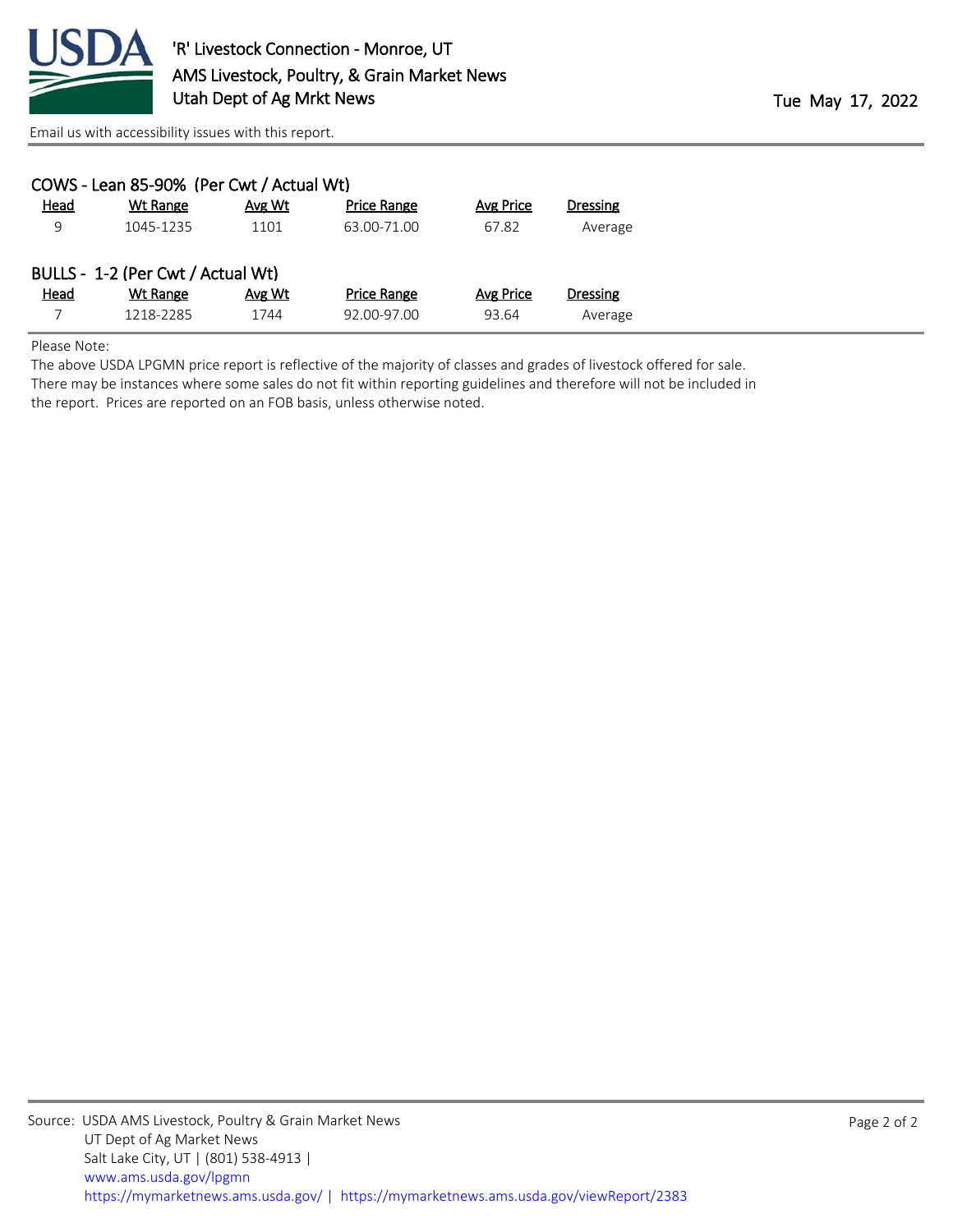Email us with accessibility issues with this report.

### COWS - Lean 85-90% (Per Cwt / Actual Wt)

| Head | Wt Range | Avg Wt | Price Range | Avg Price | Dressing |
|---|---|---|---|---|---|
| 9 | 1045-1235 | 1101 | 63.00-71.00 | 67.82 | Average |

### BULLS - 1-2 (Per Cwt / Actual Wt)

| Head | Wt Range | Avg Wt | Price Range | Avg Price | Dressing |
|---|---|---|---|---|---|
| 7 | 1218-2285 | 1744 | 92.00-97.00 | 93.64 | Average |

Please Note:
The above USDA LPGMN price report is reflective of the majority of classes and grades of livestock offered for sale. There may be instances where some sales do not fit within reporting guidelines and therefore will not be included in the report. Prices are reported on an FOB basis, unless otherwise noted.

Source: USDA AMS Livestock, Poultry & Grain Market News
UT Dept of Ag Market News
Salt Lake City, UT | (801) 538-4913 |
www.ams.usda.gov/lpgmn
https://mymarketnews.ams.usda.gov/ | https://mymarketnews.ams.usda.gov/viewReport/2383